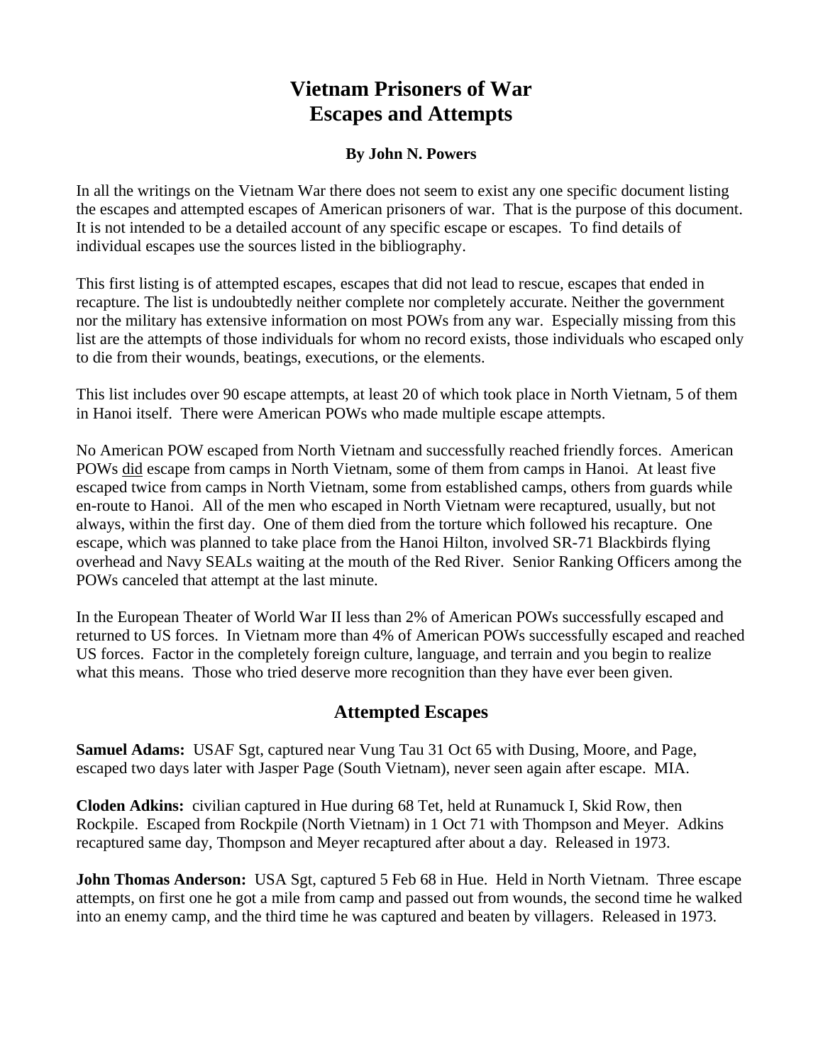# Vietnam Prisoners of War
# Escapes and Attempts

**By John N. Powers**

In all the writings on the Vietnam War there does not seem to exist any one specific document listing the escapes and attempted escapes of American prisoners of war. That is the purpose of this document. It is not intended to be a detailed account of any specific escape or escapes. To find details of individual escapes use the sources listed in the bibliography.

This first listing is of attempted escapes, escapes that did not lead to rescue, escapes that ended in recapture. The list is undoubtedly neither complete nor completely accurate. Neither the government nor the military has extensive information on most POWs from any war. Especially missing from this list are the attempts of those individuals for whom no record exists, those individuals who escaped only to die from their wounds, beatings, executions, or the elements.

This list includes over 90 escape attempts, at least 20 of which took place in North Vietnam, 5 of them in Hanoi itself. There were American POWs who made multiple escape attempts.

No American POW escaped from North Vietnam and successfully reached friendly forces. American POWs <u>did</u> escape from camps in North Vietnam, some of them from camps in Hanoi. At least five escaped twice from camps in North Vietnam, some from established camps, others from guards while en-route to Hanoi. All of the men who escaped in North Vietnam were recaptured, usually, but not always, within the first day. One of them died from the torture which followed his recapture. One escape, which was planned to take place from the Hanoi Hilton, involved SR-71 Blackbirds flying overhead and Navy SEALs waiting at the mouth of the Red River. Senior Ranking Officers among the POWs canceled that attempt at the last minute.

In the European Theater of World War II less than 2% of American POWs successfully escaped and returned to US forces. In Vietnam more than 4% of American POWs successfully escaped and reached US forces. Factor in the completely foreign culture, language, and terrain and you begin to realize what this means. Those who tried deserve more recognition than they have ever been given.

## Attempted Escapes

**Samuel Adams:** USAF Sgt, captured near Vung Tau 31 Oct 65 with Dusing, Moore, and Page, escaped two days later with Jasper Page (South Vietnam), never seen again after escape. MIA.

**Cloden Adkins:** civilian captured in Hue during 68 Tet, held at Runamuck I, Skid Row, then Rockpile. Escaped from Rockpile (North Vietnam) in 1 Oct 71 with Thompson and Meyer. Adkins recaptured same day, Thompson and Meyer recaptured after about a day. Released in 1973.

**John Thomas Anderson:** USA Sgt, captured 5 Feb 68 in Hue. Held in North Vietnam. Three escape attempts, on first one he got a mile from camp and passed out from wounds, the second time he walked into an enemy camp, and the third time he was captured and beaten by villagers. Released in 1973.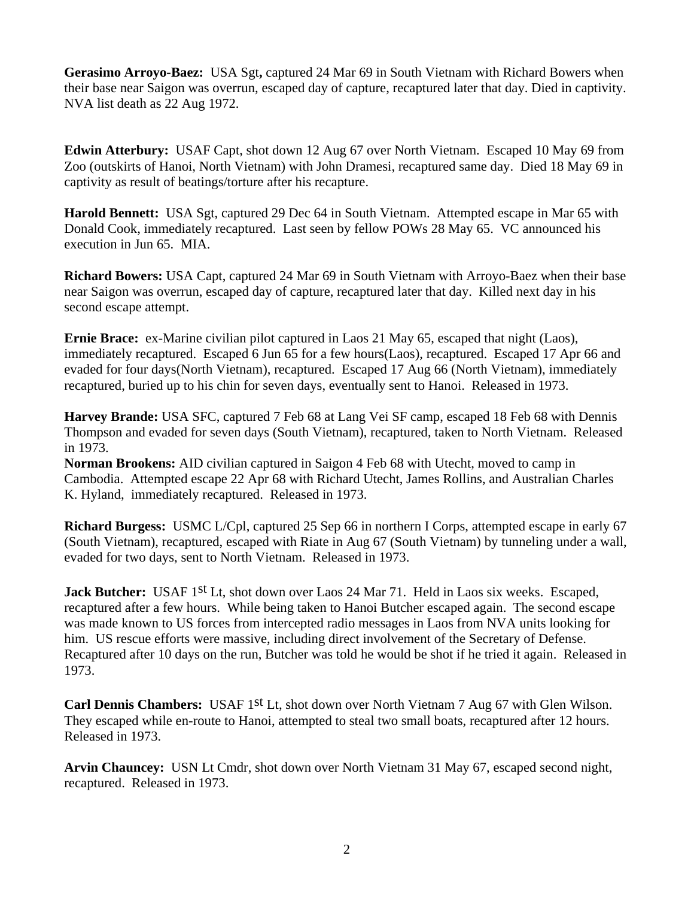**Gerasimo Arroyo-Baez:** USA Sgt**,** captured 24 Mar 69 in South Vietnam with Richard Bowers when their base near Saigon was overrun, escaped day of capture, recaptured later that day. Died in captivity. NVA list death as 22 Aug 1972.

**Edwin Atterbury:** USAF Capt, shot down 12 Aug 67 over North Vietnam. Escaped 10 May 69 from Zoo (outskirts of Hanoi, North Vietnam) with John Dramesi, recaptured same day. Died 18 May 69 in captivity as result of beatings/torture after his recapture.

**Harold Bennett:** USA Sgt, captured 29 Dec 64 in South Vietnam. Attempted escape in Mar 65 with Donald Cook, immediately recaptured. Last seen by fellow POWs 28 May 65. VC announced his execution in Jun 65. MIA.

**Richard Bowers:** USA Capt, captured 24 Mar 69 in South Vietnam with Arroyo-Baez when their base near Saigon was overrun, escaped day of capture, recaptured later that day. Killed next day in his second escape attempt.

**Ernie Brace:** ex-Marine civilian pilot captured in Laos 21 May 65, escaped that night (Laos), immediately recaptured. Escaped 6 Jun 65 for a few hours(Laos), recaptured. Escaped 17 Apr 66 and evaded for four days(North Vietnam), recaptured. Escaped 17 Aug 66 (North Vietnam), immediately recaptured, buried up to his chin for seven days, eventually sent to Hanoi. Released in 1973.

**Harvey Brande:** USA SFC, captured 7 Feb 68 at Lang Vei SF camp, escaped 18 Feb 68 with Dennis Thompson and evaded for seven days (South Vietnam), recaptured, taken to North Vietnam. Released in 1973.

**Norman Brookens:** AID civilian captured in Saigon 4 Feb 68 with Utecht, moved to camp in Cambodia. Attempted escape 22 Apr 68 with Richard Utecht, James Rollins, and Australian Charles K. Hyland, immediately recaptured. Released in 1973.

**Richard Burgess:** USMC L/Cpl, captured 25 Sep 66 in northern I Corps, attempted escape in early 67 (South Vietnam), recaptured, escaped with Riate in Aug 67 (South Vietnam) by tunneling under a wall, evaded for two days, sent to North Vietnam. Released in 1973.

**Jack Butcher:** USAF 1st Lt, shot down over Laos 24 Mar 71. Held in Laos six weeks. Escaped, recaptured after a few hours. While being taken to Hanoi Butcher escaped again. The second escape was made known to US forces from intercepted radio messages in Laos from NVA units looking for him. US rescue efforts were massive, including direct involvement of the Secretary of Defense. Recaptured after 10 days on the run, Butcher was told he would be shot if he tried it again. Released in 1973.

**Carl Dennis Chambers:** USAF 1st Lt, shot down over North Vietnam 7 Aug 67 with Glen Wilson. They escaped while en-route to Hanoi, attempted to steal two small boats, recaptured after 12 hours. Released in 1973.

**Arvin Chauncey:** USN Lt Cmdr, shot down over North Vietnam 31 May 67, escaped second night, recaptured. Released in 1973.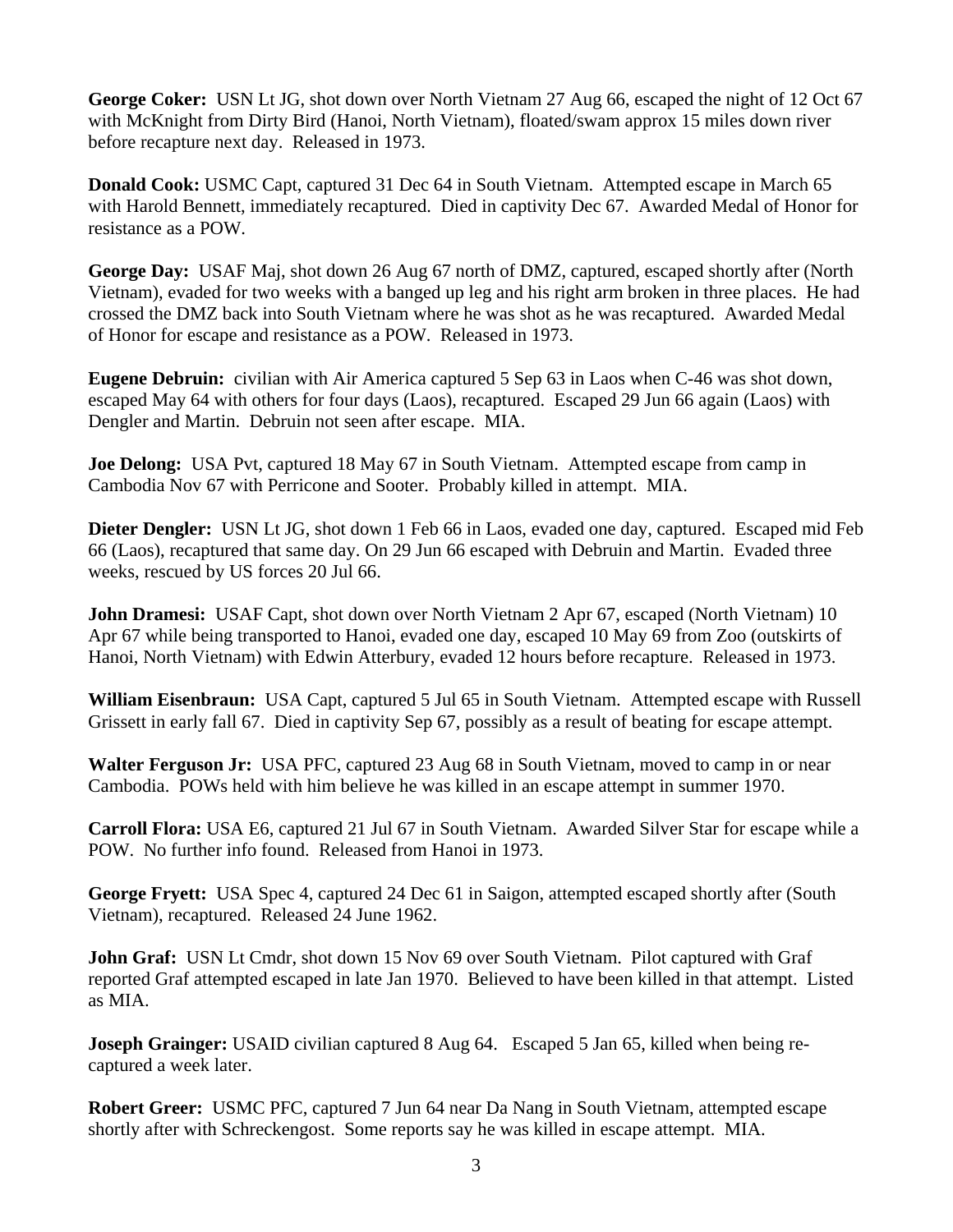**George Coker:** USN Lt JG, shot down over North Vietnam 27 Aug 66, escaped the night of 12 Oct 67 with McKnight from Dirty Bird (Hanoi, North Vietnam), floated/swam approx 15 miles down river before recapture next day. Released in 1973.

**Donald Cook:** USMC Capt, captured 31 Dec 64 in South Vietnam. Attempted escape in March 65 with Harold Bennett, immediately recaptured. Died in captivity Dec 67. Awarded Medal of Honor for resistance as a POW.

**George Day:** USAF Maj, shot down 26 Aug 67 north of DMZ, captured, escaped shortly after (North Vietnam), evaded for two weeks with a banged up leg and his right arm broken in three places. He had crossed the DMZ back into South Vietnam where he was shot as he was recaptured. Awarded Medal of Honor for escape and resistance as a POW. Released in 1973.

**Eugene Debruin:** civilian with Air America captured 5 Sep 63 in Laos when C-46 was shot down, escaped May 64 with others for four days (Laos), recaptured. Escaped 29 Jun 66 again (Laos) with Dengler and Martin. Debruin not seen after escape. MIA.

**Joe Delong:** USA Pvt, captured 18 May 67 in South Vietnam. Attempted escape from camp in Cambodia Nov 67 with Perricone and Sooter. Probably killed in attempt. MIA.

**Dieter Dengler:** USN Lt JG, shot down 1 Feb 66 in Laos, evaded one day, captured. Escaped mid Feb 66 (Laos), recaptured that same day. On 29 Jun 66 escaped with Debruin and Martin. Evaded three weeks, rescued by US forces 20 Jul 66.

**John Dramesi:** USAF Capt, shot down over North Vietnam 2 Apr 67, escaped (North Vietnam) 10 Apr 67 while being transported to Hanoi, evaded one day, escaped 10 May 69 from Zoo (outskirts of Hanoi, North Vietnam) with Edwin Atterbury, evaded 12 hours before recapture. Released in 1973.

**William Eisenbraun:** USA Capt, captured 5 Jul 65 in South Vietnam. Attempted escape with Russell Grissett in early fall 67. Died in captivity Sep 67, possibly as a result of beating for escape attempt.

**Walter Ferguson Jr:** USA PFC, captured 23 Aug 68 in South Vietnam, moved to camp in or near Cambodia. POWs held with him believe he was killed in an escape attempt in summer 1970.

**Carroll Flora:** USA E6, captured 21 Jul 67 in South Vietnam. Awarded Silver Star for escape while a POW. No further info found. Released from Hanoi in 1973.

**George Fryett:** USA Spec 4, captured 24 Dec 61 in Saigon, attempted escaped shortly after (South Vietnam), recaptured. Released 24 June 1962.

**John Graf:** USN Lt Cmdr, shot down 15 Nov 69 over South Vietnam. Pilot captured with Graf reported Graf attempted escaped in late Jan 1970. Believed to have been killed in that attempt. Listed as MIA.

**Joseph Grainger:** USAID civilian captured 8 Aug 64. Escaped 5 Jan 65, killed when being re-captured a week later.

**Robert Greer:** USMC PFC, captured 7 Jun 64 near Da Nang in South Vietnam, attempted escape shortly after with Schreckengost. Some reports say he was killed in escape attempt. MIA.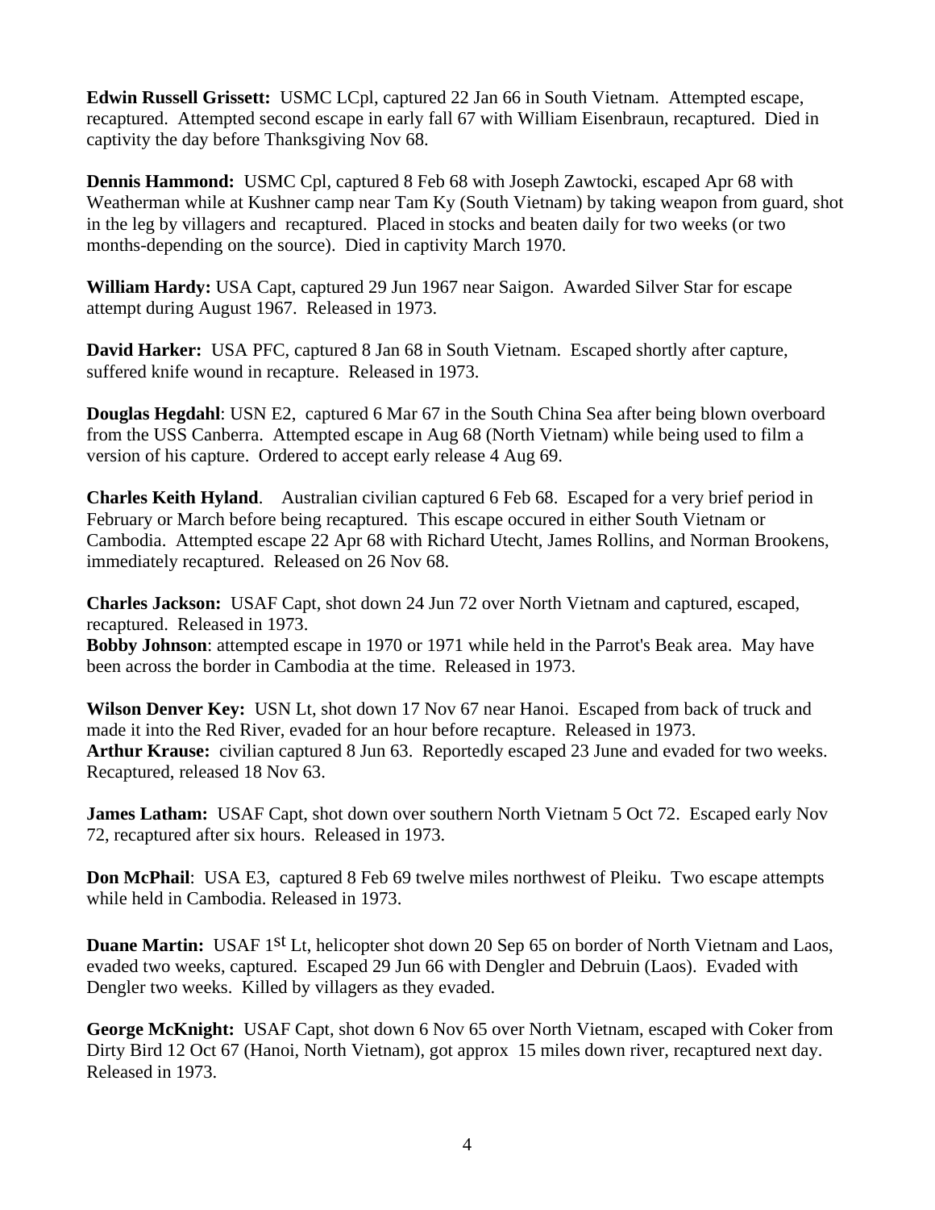**Edwin Russell Grissett:** USMC LCpl, captured 22 Jan 66 in South Vietnam. Attempted escape, recaptured. Attempted second escape in early fall 67 with William Eisenbraun, recaptured. Died in captivity the day before Thanksgiving Nov 68.

**Dennis Hammond:** USMC Cpl, captured 8 Feb 68 with Joseph Zawtocki, escaped Apr 68 with Weatherman while at Kushner camp near Tam Ky (South Vietnam) by taking weapon from guard, shot in the leg by villagers and recaptured. Placed in stocks and beaten daily for two weeks (or two months-depending on the source). Died in captivity March 1970.

**William Hardy:** USA Capt, captured 29 Jun 1967 near Saigon. Awarded Silver Star for escape attempt during August 1967. Released in 1973.

**David Harker:** USA PFC, captured 8 Jan 68 in South Vietnam. Escaped shortly after capture, suffered knife wound in recapture. Released in 1973.

**Douglas Hegdahl**: USN E2, captured 6 Mar 67 in the South China Sea after being blown overboard from the USS Canberra. Attempted escape in Aug 68 (North Vietnam) while being used to film a version of his capture. Ordered to accept early release 4 Aug 69.

**Charles Keith Hyland**. Australian civilian captured 6 Feb 68. Escaped for a very brief period in February or March before being recaptured. This escape occured in either South Vietnam or Cambodia. Attempted escape 22 Apr 68 with Richard Utecht, James Rollins, and Norman Brookens, immediately recaptured. Released on 26 Nov 68.

**Charles Jackson:** USAF Capt, shot down 24 Jun 72 over North Vietnam and captured, escaped, recaptured. Released in 1973.

**Bobby Johnson**: attempted escape in 1970 or 1971 while held in the Parrot's Beak area. May have been across the border in Cambodia at the time. Released in 1973.

**Wilson Denver Key:** USN Lt, shot down 17 Nov 67 near Hanoi. Escaped from back of truck and made it into the Red River, evaded for an hour before recapture. Released in 1973.

**Arthur Krause:** civilian captured 8 Jun 63. Reportedly escaped 23 June and evaded for two weeks. Recaptured, released 18 Nov 63.

**James Latham:** USAF Capt, shot down over southern North Vietnam 5 Oct 72. Escaped early Nov 72, recaptured after six hours. Released in 1973.

**Don McPhail**: USA E3, captured 8 Feb 69 twelve miles northwest of Pleiku. Two escape attempts while held in Cambodia. Released in 1973.

**Duane Martin:** USAF 1st Lt, helicopter shot down 20 Sep 65 on border of North Vietnam and Laos, evaded two weeks, captured. Escaped 29 Jun 66 with Dengler and Debruin (Laos). Evaded with Dengler two weeks. Killed by villagers as they evaded.

**George McKnight:** USAF Capt, shot down 6 Nov 65 over North Vietnam, escaped with Coker from Dirty Bird 12 Oct 67 (Hanoi, North Vietnam), got approx 15 miles down river, recaptured next day. Released in 1973.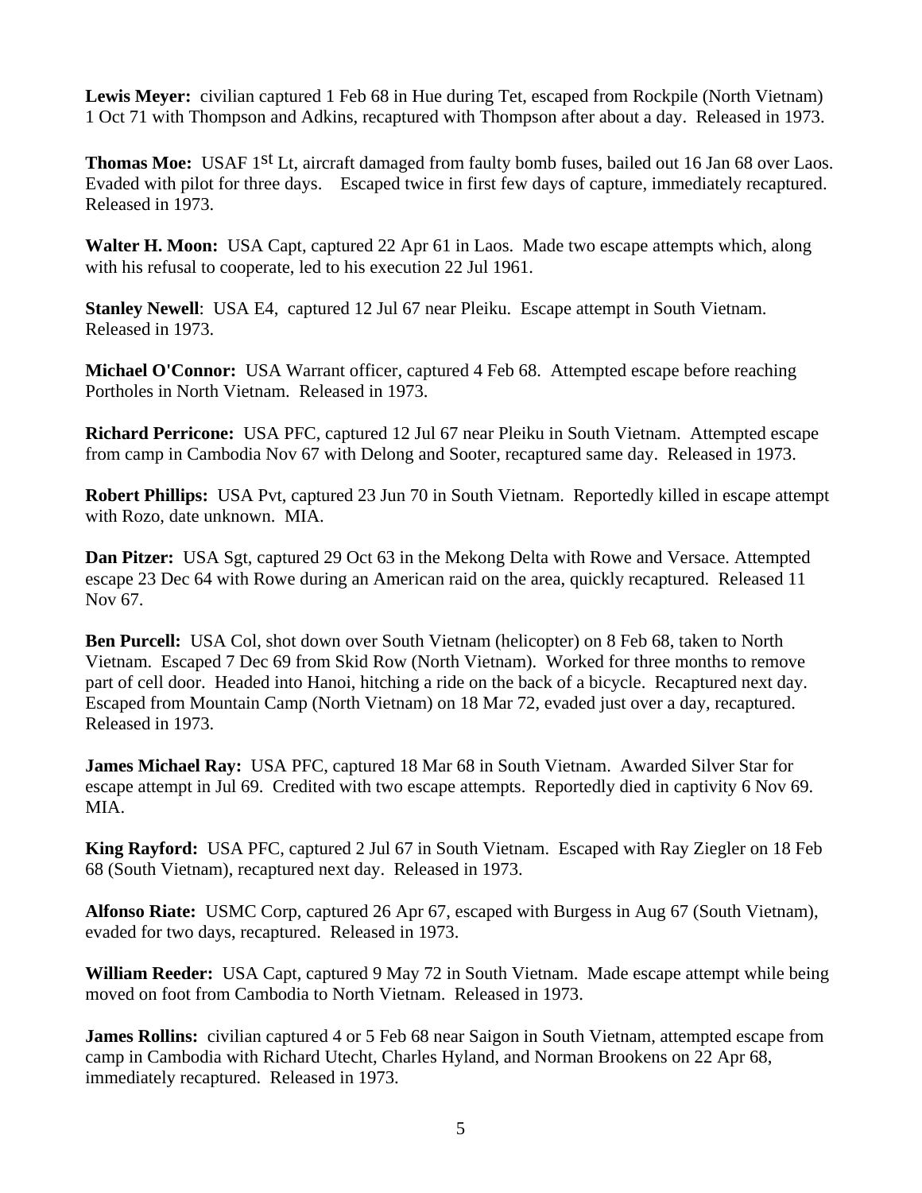**Lewis Meyer:** civilian captured 1 Feb 68 in Hue during Tet, escaped from Rockpile (North Vietnam) 1 Oct 71 with Thompson and Adkins, recaptured with Thompson after about a day. Released in 1973.

**Thomas Moe:** USAF 1st Lt, aircraft damaged from faulty bomb fuses, bailed out 16 Jan 68 over Laos. Evaded with pilot for three days. Escaped twice in first few days of capture, immediately recaptured. Released in 1973.

**Walter H. Moon:** USA Capt, captured 22 Apr 61 in Laos. Made two escape attempts which, along with his refusal to cooperate, led to his execution 22 Jul 1961.

**Stanley Newell**: USA E4, captured 12 Jul 67 near Pleiku. Escape attempt in South Vietnam. Released in 1973.

**Michael O'Connor:** USA Warrant officer, captured 4 Feb 68. Attempted escape before reaching Portholes in North Vietnam. Released in 1973.

**Richard Perricone:** USA PFC, captured 12 Jul 67 near Pleiku in South Vietnam. Attempted escape from camp in Cambodia Nov 67 with Delong and Sooter, recaptured same day. Released in 1973.

**Robert Phillips:** USA Pvt, captured 23 Jun 70 in South Vietnam. Reportedly killed in escape attempt with Rozo, date unknown. MIA.

**Dan Pitzer:** USA Sgt, captured 29 Oct 63 in the Mekong Delta with Rowe and Versace. Attempted escape 23 Dec 64 with Rowe during an American raid on the area, quickly recaptured. Released 11 Nov 67.

**Ben Purcell:** USA Col, shot down over South Vietnam (helicopter) on 8 Feb 68, taken to North Vietnam. Escaped 7 Dec 69 from Skid Row (North Vietnam). Worked for three months to remove part of cell door. Headed into Hanoi, hitching a ride on the back of a bicycle. Recaptured next day. Escaped from Mountain Camp (North Vietnam) on 18 Mar 72, evaded just over a day, recaptured. Released in 1973.

**James Michael Ray:** USA PFC, captured 18 Mar 68 in South Vietnam. Awarded Silver Star for escape attempt in Jul 69. Credited with two escape attempts. Reportedly died in captivity 6 Nov 69. MIA.

**King Rayford:** USA PFC, captured 2 Jul 67 in South Vietnam. Escaped with Ray Ziegler on 18 Feb 68 (South Vietnam), recaptured next day. Released in 1973.

**Alfonso Riate:** USMC Corp, captured 26 Apr 67, escaped with Burgess in Aug 67 (South Vietnam), evaded for two days, recaptured. Released in 1973.

**William Reeder:** USA Capt, captured 9 May 72 in South Vietnam. Made escape attempt while being moved on foot from Cambodia to North Vietnam. Released in 1973.

**James Rollins:** civilian captured 4 or 5 Feb 68 near Saigon in South Vietnam, attempted escape from camp in Cambodia with Richard Utecht, Charles Hyland, and Norman Brookens on 22 Apr 68, immediately recaptured. Released in 1973.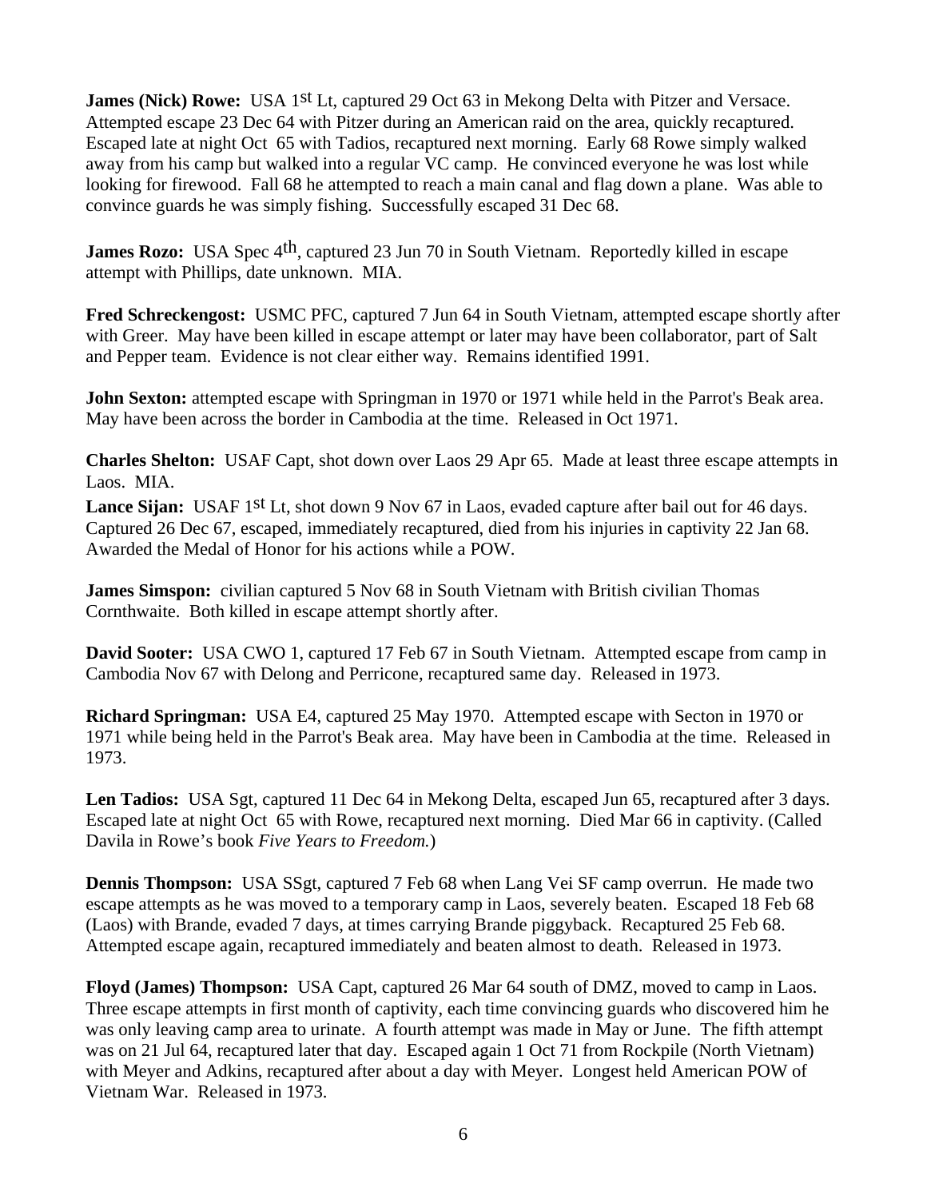**James (Nick) Rowe:** USA 1st Lt, captured 29 Oct 63 in Mekong Delta with Pitzer and Versace. Attempted escape 23 Dec 64 with Pitzer during an American raid on the area, quickly recaptured. Escaped late at night Oct 65 with Tadios, recaptured next morning. Early 68 Rowe simply walked away from his camp but walked into a regular VC camp. He convinced everyone he was lost while looking for firewood. Fall 68 he attempted to reach a main canal and flag down a plane. Was able to convince guards he was simply fishing. Successfully escaped 31 Dec 68.

**James Rozo:** USA Spec 4th, captured 23 Jun 70 in South Vietnam. Reportedly killed in escape attempt with Phillips, date unknown. MIA.

**Fred Schreckengost:** USMC PFC, captured 7 Jun 64 in South Vietnam, attempted escape shortly after with Greer. May have been killed in escape attempt or later may have been collaborator, part of Salt and Pepper team. Evidence is not clear either way. Remains identified 1991.

**John Sexton:** attempted escape with Springman in 1970 or 1971 while held in the Parrot's Beak area. May have been across the border in Cambodia at the time. Released in Oct 1971.

**Charles Shelton:** USAF Capt, shot down over Laos 29 Apr 65. Made at least three escape attempts in Laos. MIA.

**Lance Sijan:** USAF 1st Lt, shot down 9 Nov 67 in Laos, evaded capture after bail out for 46 days. Captured 26 Dec 67, escaped, immediately recaptured, died from his injuries in captivity 22 Jan 68. Awarded the Medal of Honor for his actions while a POW.

**James Simspon:** civilian captured 5 Nov 68 in South Vietnam with British civilian Thomas Cornthwaite. Both killed in escape attempt shortly after.

**David Sooter:** USA CWO 1, captured 17 Feb 67 in South Vietnam. Attempted escape from camp in Cambodia Nov 67 with Delong and Perricone, recaptured same day. Released in 1973.

**Richard Springman:** USA E4, captured 25 May 1970. Attempted escape with Secton in 1970 or 1971 while being held in the Parrot's Beak area. May have been in Cambodia at the time. Released in 1973.

**Len Tadios:** USA Sgt, captured 11 Dec 64 in Mekong Delta, escaped Jun 65, recaptured after 3 days. Escaped late at night Oct 65 with Rowe, recaptured next morning. Died Mar 66 in captivity. (Called Davila in Rowe's book *Five Years to Freedom.*)

**Dennis Thompson:** USA SSgt, captured 7 Feb 68 when Lang Vei SF camp overrun. He made two escape attempts as he was moved to a temporary camp in Laos, severely beaten. Escaped 18 Feb 68 (Laos) with Brande, evaded 7 days, at times carrying Brande piggyback. Recaptured 25 Feb 68. Attempted escape again, recaptured immediately and beaten almost to death. Released in 1973.

**Floyd (James) Thompson:** USA Capt, captured 26 Mar 64 south of DMZ, moved to camp in Laos. Three escape attempts in first month of captivity, each time convincing guards who discovered him he was only leaving camp area to urinate. A fourth attempt was made in May or June. The fifth attempt was on 21 Jul 64, recaptured later that day. Escaped again 1 Oct 71 from Rockpile (North Vietnam) with Meyer and Adkins, recaptured after about a day with Meyer. Longest held American POW of Vietnam War. Released in 1973.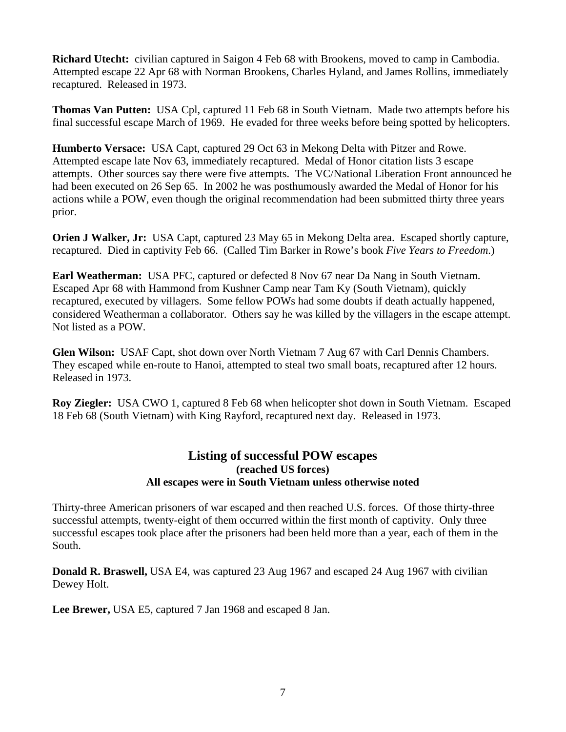**Richard Utecht:** civilian captured in Saigon 4 Feb 68 with Brookens, moved to camp in Cambodia. Attempted escape 22 Apr 68 with Norman Brookens, Charles Hyland, and James Rollins, immediately recaptured. Released in 1973.

**Thomas Van Putten:** USA Cpl, captured 11 Feb 68 in South Vietnam. Made two attempts before his final successful escape March of 1969. He evaded for three weeks before being spotted by helicopters.

**Humberto Versace:** USA Capt, captured 29 Oct 63 in Mekong Delta with Pitzer and Rowe. Attempted escape late Nov 63, immediately recaptured. Medal of Honor citation lists 3 escape attempts. Other sources say there were five attempts. The VC/National Liberation Front announced he had been executed on 26 Sep 65. In 2002 he was posthumously awarded the Medal of Honor for his actions while a POW, even though the original recommendation had been submitted thirty three years prior.

**Orien J Walker, Jr:** USA Capt, captured 23 May 65 in Mekong Delta area. Escaped shortly capture, recaptured. Died in captivity Feb 66. (Called Tim Barker in Rowe's book *Five Years to Freedom.*)

**Earl Weatherman:** USA PFC, captured or defected 8 Nov 67 near Da Nang in South Vietnam. Escaped Apr 68 with Hammond from Kushner Camp near Tam Ky (South Vietnam), quickly recaptured, executed by villagers. Some fellow POWs had some doubts if death actually happened, considered Weatherman a collaborator. Others say he was killed by the villagers in the escape attempt. Not listed as a POW.

**Glen Wilson:** USAF Capt, shot down over North Vietnam 7 Aug 67 with Carl Dennis Chambers. They escaped while en-route to Hanoi, attempted to steal two small boats, recaptured after 12 hours. Released in 1973.

**Roy Ziegler:** USA CWO 1, captured 8 Feb 68 when helicopter shot down in South Vietnam. Escaped 18 Feb 68 (South Vietnam) with King Rayford, recaptured next day. Released in 1973.

## Listing of successful POW escapes

**(reached US forces)**

**All escapes were in South Vietnam unless otherwise noted**

Thirty-three American prisoners of war escaped and then reached U.S. forces. Of those thirty-three successful attempts, twenty-eight of them occurred within the first month of captivity. Only three successful escapes took place after the prisoners had been held more than a year, each of them in the South.

**Donald R. Braswell,** USA E4, was captured 23 Aug 1967 and escaped 24 Aug 1967 with civilian Dewey Holt.

**Lee Brewer,** USA E5, captured 7 Jan 1968 and escaped 8 Jan.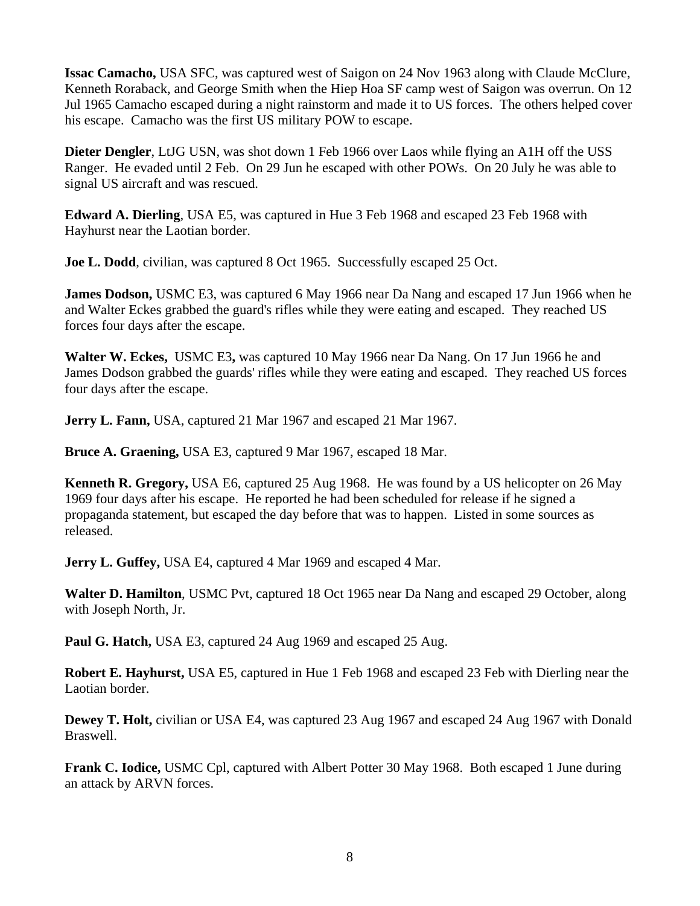**Issac Camacho,** USA SFC, was captured west of Saigon on 24 Nov 1963 along with Claude McClure, Kenneth Roraback, and George Smith when the Hiep Hoa SF camp west of Saigon was overrun. On 12 Jul 1965 Camacho escaped during a night rainstorm and made it to US forces. The others helped cover his escape. Camacho was the first US military POW to escape.

**Dieter Dengler**, LtJG USN, was shot down 1 Feb 1966 over Laos while flying an A1H off the USS Ranger. He evaded until 2 Feb. On 29 Jun he escaped with other POWs. On 20 July he was able to signal US aircraft and was rescued.

**Edward A. Dierling**, USA E5, was captured in Hue 3 Feb 1968 and escaped 23 Feb 1968 with Hayhurst near the Laotian border.

**Joe L. Dodd**, civilian, was captured 8 Oct 1965. Successfully escaped 25 Oct.

**James Dodson,** USMC E3, was captured 6 May 1966 near Da Nang and escaped 17 Jun 1966 when he and Walter Eckes grabbed the guard's rifles while they were eating and escaped. They reached US forces four days after the escape.

**Walter W. Eckes,** USMC E3**,** was captured 10 May 1966 near Da Nang. On 17 Jun 1966 he and James Dodson grabbed the guards' rifles while they were eating and escaped. They reached US forces four days after the escape.

**Jerry L. Fann,** USA, captured 21 Mar 1967 and escaped 21 Mar 1967.

**Bruce A. Graening,** USA E3, captured 9 Mar 1967, escaped 18 Mar.

**Kenneth R. Gregory,** USA E6, captured 25 Aug 1968. He was found by a US helicopter on 26 May 1969 four days after his escape. He reported he had been scheduled for release if he signed a propaganda statement, but escaped the day before that was to happen. Listed in some sources as released.

**Jerry L. Guffey,** USA E4, captured 4 Mar 1969 and escaped 4 Mar.

**Walter D. Hamilton**, USMC Pvt, captured 18 Oct 1965 near Da Nang and escaped 29 October, along with Joseph North, Jr.

**Paul G. Hatch,** USA E3, captured 24 Aug 1969 and escaped 25 Aug.

**Robert E. Hayhurst,** USA E5, captured in Hue 1 Feb 1968 and escaped 23 Feb with Dierling near the Laotian border.

**Dewey T. Holt,** civilian or USA E4, was captured 23 Aug 1967 and escaped 24 Aug 1967 with Donald Braswell.

**Frank C. Iodice,** USMC Cpl, captured with Albert Potter 30 May 1968. Both escaped 1 June during an attack by ARVN forces.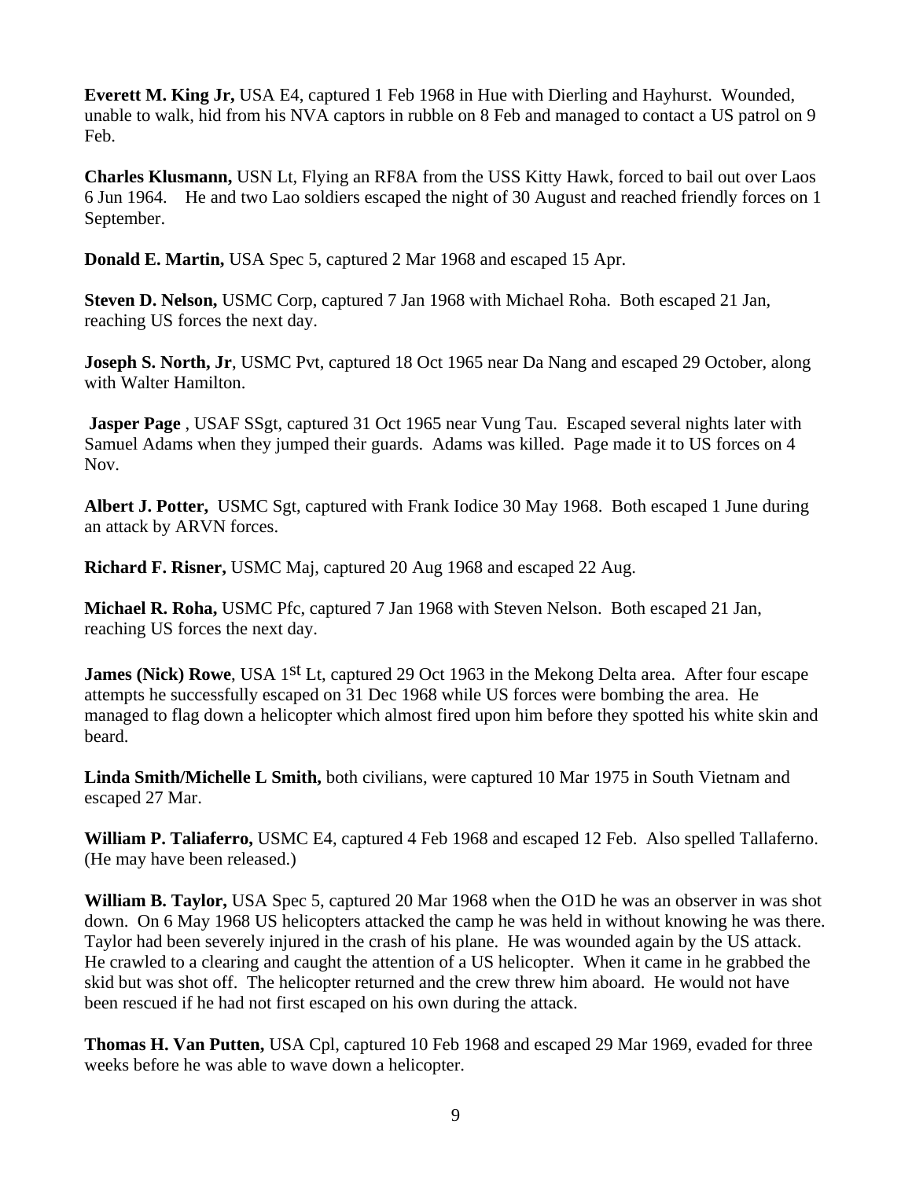**Everett M. King Jr,** USA E4, captured 1 Feb 1968 in Hue with Dierling and Hayhurst. Wounded, unable to walk, hid from his NVA captors in rubble on 8 Feb and managed to contact a US patrol on 9 Feb.

**Charles Klusmann,** USN Lt, Flying an RF8A from the USS Kitty Hawk, forced to bail out over Laos 6 Jun 1964. He and two Lao soldiers escaped the night of 30 August and reached friendly forces on 1 September.

**Donald E. Martin,** USA Spec 5, captured 2 Mar 1968 and escaped 15 Apr.

**Steven D. Nelson,** USMC Corp, captured 7 Jan 1968 with Michael Roha. Both escaped 21 Jan, reaching US forces the next day.

**Joseph S. North, Jr**, USMC Pvt, captured 18 Oct 1965 near Da Nang and escaped 29 October, along with Walter Hamilton.

**Jasper Page** , USAF SSgt, captured 31 Oct 1965 near Vung Tau. Escaped several nights later with Samuel Adams when they jumped their guards. Adams was killed. Page made it to US forces on 4 Nov.

**Albert J. Potter,** USMC Sgt, captured with Frank Iodice 30 May 1968. Both escaped 1 June during an attack by ARVN forces.

**Richard F. Risner,** USMC Maj, captured 20 Aug 1968 and escaped 22 Aug.

**Michael R. Roha,** USMC Pfc, captured 7 Jan 1968 with Steven Nelson. Both escaped 21 Jan, reaching US forces the next day.

**James (Nick) Rowe**, USA 1st Lt, captured 29 Oct 1963 in the Mekong Delta area. After four escape attempts he successfully escaped on 31 Dec 1968 while US forces were bombing the area. He managed to flag down a helicopter which almost fired upon him before they spotted his white skin and beard.

**Linda Smith/Michelle L Smith,** both civilians, were captured 10 Mar 1975 in South Vietnam and escaped 27 Mar.

**William P. Taliaferro,** USMC E4, captured 4 Feb 1968 and escaped 12 Feb. Also spelled Tallaferno. (He may have been released.)

**William B. Taylor,** USA Spec 5, captured 20 Mar 1968 when the O1D he was an observer in was shot down. On 6 May 1968 US helicopters attacked the camp he was held in without knowing he was there. Taylor had been severely injured in the crash of his plane. He was wounded again by the US attack. He crawled to a clearing and caught the attention of a US helicopter. When it came in he grabbed the skid but was shot off. The helicopter returned and the crew threw him aboard. He would not have been rescued if he had not first escaped on his own during the attack.

**Thomas H. Van Putten,** USA Cpl, captured 10 Feb 1968 and escaped 29 Mar 1969, evaded for three weeks before he was able to wave down a helicopter.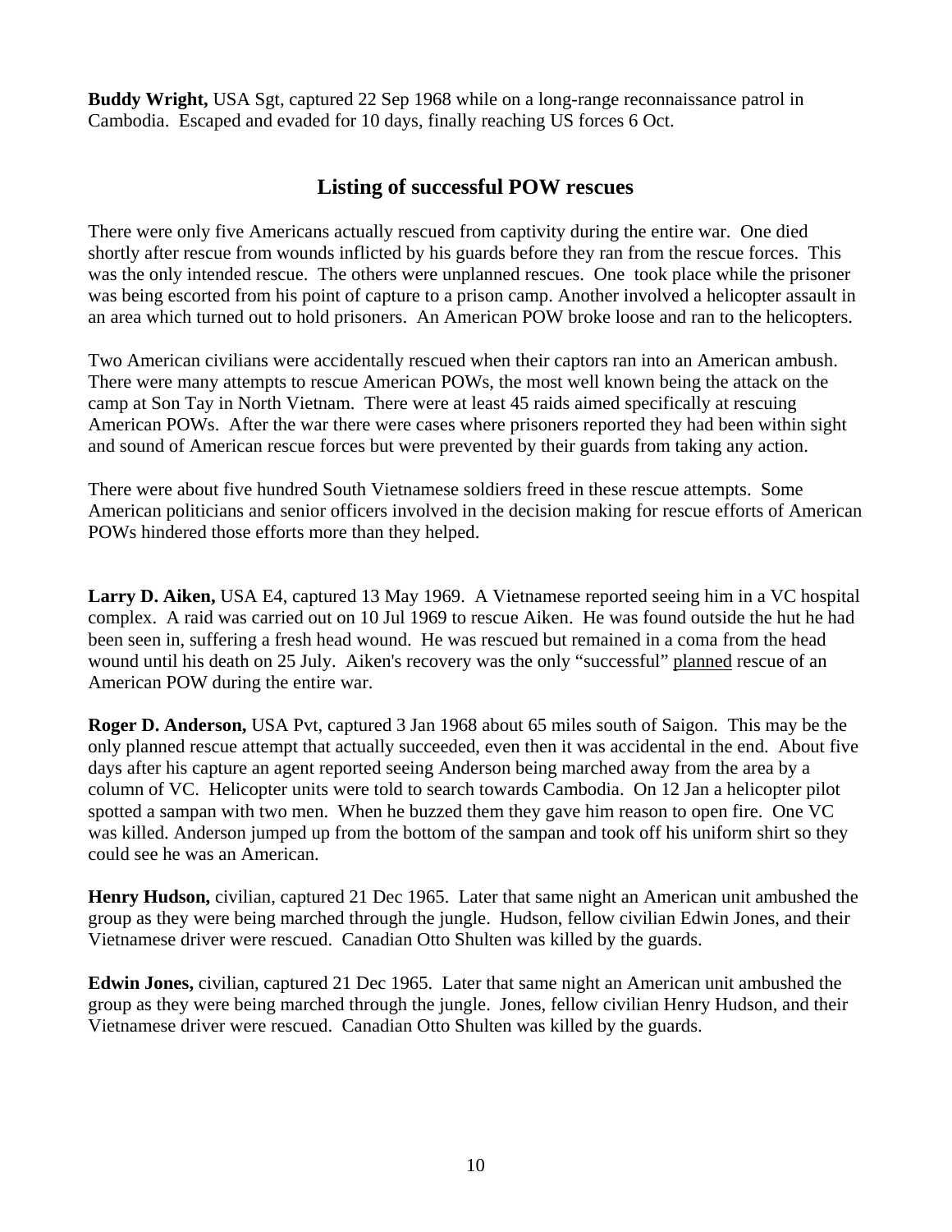**Buddy Wright,** USA Sgt, captured 22 Sep 1968 while on a long-range reconnaissance patrol in Cambodia. Escaped and evaded for 10 days, finally reaching US forces 6 Oct.

## Listing of successful POW rescues

There were only five Americans actually rescued from captivity during the entire war. One died shortly after rescue from wounds inflicted by his guards before they ran from the rescue forces. This was the only intended rescue. The others were unplanned rescues. One took place while the prisoner was being escorted from his point of capture to a prison camp. Another involved a helicopter assault in an area which turned out to hold prisoners. An American POW broke loose and ran to the helicopters.

Two American civilians were accidentally rescued when their captors ran into an American ambush. There were many attempts to rescue American POWs, the most well known being the attack on the camp at Son Tay in North Vietnam. There were at least 45 raids aimed specifically at rescuing American POWs. After the war there were cases where prisoners reported they had been within sight and sound of American rescue forces but were prevented by their guards from taking any action.

There were about five hundred South Vietnamese soldiers freed in these rescue attempts. Some American politicians and senior officers involved in the decision making for rescue efforts of American POWs hindered those efforts more than they helped.

**Larry D. Aiken,** USA E4, captured 13 May 1969. A Vietnamese reported seeing him in a VC hospital complex. A raid was carried out on 10 Jul 1969 to rescue Aiken. He was found outside the hut he had been seen in, suffering a fresh head wound. He was rescued but remained in a coma from the head wound until his death on 25 July. Aiken's recovery was the only "successful" <u>planned</u> rescue of an American POW during the entire war.

**Roger D. Anderson,** USA Pvt, captured 3 Jan 1968 about 65 miles south of Saigon. This may be the only planned rescue attempt that actually succeeded, even then it was accidental in the end. About five days after his capture an agent reported seeing Anderson being marched away from the area by a column of VC. Helicopter units were told to search towards Cambodia. On 12 Jan a helicopter pilot spotted a sampan with two men. When he buzzed them they gave him reason to open fire. One VC was killed. Anderson jumped up from the bottom of the sampan and took off his uniform shirt so they could see he was an American.

**Henry Hudson,** civilian, captured 21 Dec 1965. Later that same night an American unit ambushed the group as they were being marched through the jungle. Hudson, fellow civilian Edwin Jones, and their Vietnamese driver were rescued. Canadian Otto Shulten was killed by the guards.

**Edwin Jones,** civilian, captured 21 Dec 1965. Later that same night an American unit ambushed the group as they were being marched through the jungle. Jones, fellow civilian Henry Hudson, and their Vietnamese driver were rescued. Canadian Otto Shulten was killed by the guards.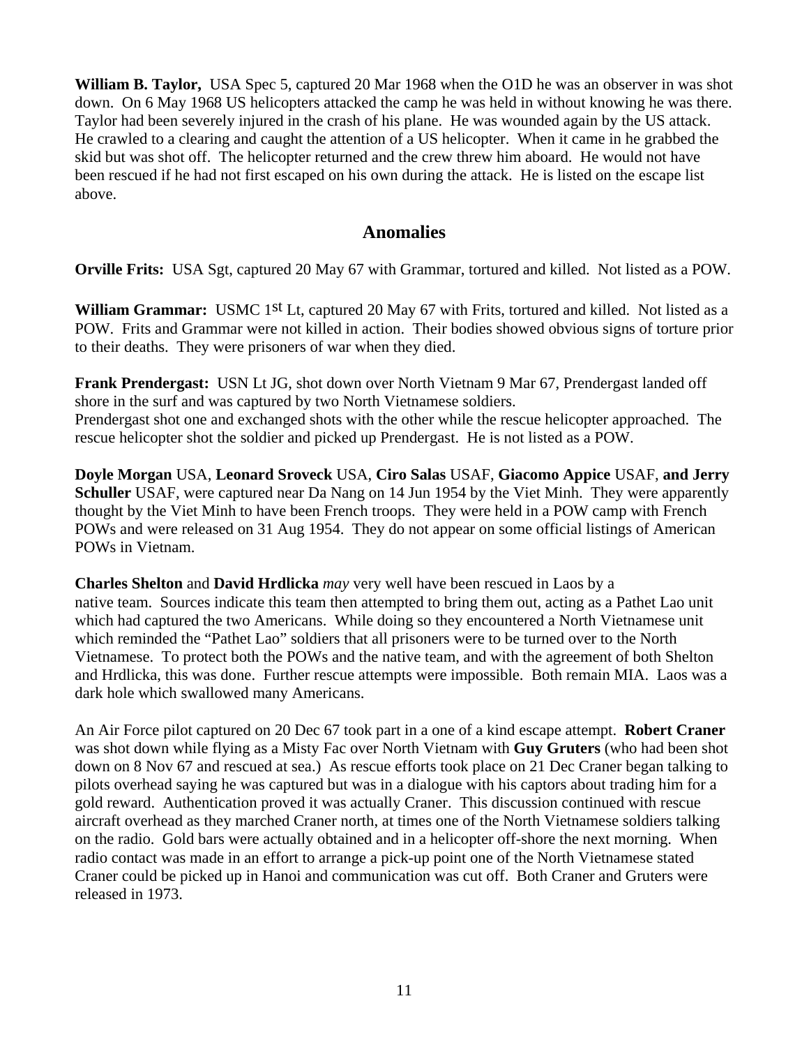**William B. Taylor,** USA Spec 5, captured 20 Mar 1968 when the O1D he was an observer in was shot down. On 6 May 1968 US helicopters attacked the camp he was held in without knowing he was there. Taylor had been severely injured in the crash of his plane. He was wounded again by the US attack. He crawled to a clearing and caught the attention of a US helicopter. When it came in he grabbed the skid but was shot off. The helicopter returned and the crew threw him aboard. He would not have been rescued if he had not first escaped on his own during the attack. He is listed on the escape list above.

## Anomalies

**Orville Frits:** USA Sgt, captured 20 May 67 with Grammar, tortured and killed. Not listed as a POW.

**William Grammar:** USMC 1st Lt, captured 20 May 67 with Frits, tortured and killed. Not listed as a POW. Frits and Grammar were not killed in action. Their bodies showed obvious signs of torture prior to their deaths. They were prisoners of war when they died.

**Frank Prendergast:** USN Lt JG, shot down over North Vietnam 9 Mar 67, Prendergast landed off shore in the surf and was captured by two North Vietnamese soldiers.
Prendergast shot one and exchanged shots with the other while the rescue helicopter approached. The rescue helicopter shot the soldier and picked up Prendergast. He is not listed as a POW.

**Doyle Morgan** USA, **Leonard Sroveck** USA, **Ciro Salas** USAF, **Giacomo Appice** USAF, **and Jerry Schuller** USAF, were captured near Da Nang on 14 Jun 1954 by the Viet Minh. They were apparently thought by the Viet Minh to have been French troops. They were held in a POW camp with French POWs and were released on 31 Aug 1954. They do not appear on some official listings of American POWs in Vietnam.

**Charles Shelton** and **David Hrdlicka** *may* very well have been rescued in Laos by a native team. Sources indicate this team then attempted to bring them out, acting as a Pathet Lao unit which had captured the two Americans. While doing so they encountered a North Vietnamese unit which reminded the "Pathet Lao" soldiers that all prisoners were to be turned over to the North Vietnamese. To protect both the POWs and the native team, and with the agreement of both Shelton and Hrdlicka, this was done. Further rescue attempts were impossible. Both remain MIA. Laos was a dark hole which swallowed many Americans.

An Air Force pilot captured on 20 Dec 67 took part in a one of a kind escape attempt. **Robert Craner** was shot down while flying as a Misty Fac over North Vietnam with **Guy Gruters** (who had been shot down on 8 Nov 67 and rescued at sea.) As rescue efforts took place on 21 Dec Craner began talking to pilots overhead saying he was captured but was in a dialogue with his captors about trading him for a gold reward. Authentication proved it was actually Craner. This discussion continued with rescue aircraft overhead as they marched Craner north, at times one of the North Vietnamese soldiers talking on the radio. Gold bars were actually obtained and in a helicopter off-shore the next morning. When radio contact was made in an effort to arrange a pick-up point one of the North Vietnamese stated Craner could be picked up in Hanoi and communication was cut off. Both Craner and Gruters were released in 1973.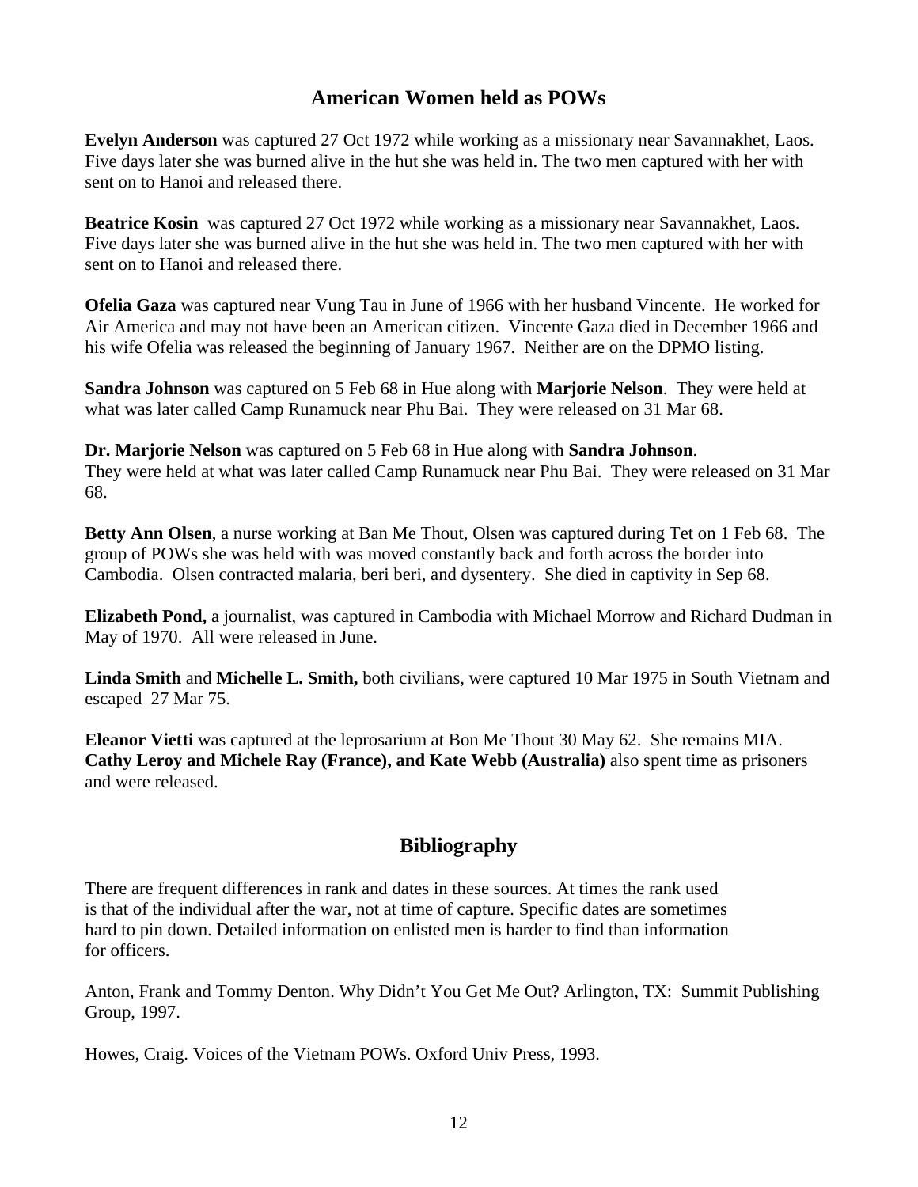## American Women held as POWs

**Evelyn Anderson** was captured 27 Oct 1972 while working as a missionary near Savannakhet, Laos. Five days later she was burned alive in the hut she was held in. The two men captured with her with sent on to Hanoi and released there.

**Beatrice Kosin** was captured 27 Oct 1972 while working as a missionary near Savannakhet, Laos. Five days later she was burned alive in the hut she was held in. The two men captured with her with sent on to Hanoi and released there.

**Ofelia Gaza** was captured near Vung Tau in June of 1966 with her husband Vincente. He worked for Air America and may not have been an American citizen. Vincente Gaza died in December 1966 and his wife Ofelia was released the beginning of January 1967. Neither are on the DPMO listing.

**Sandra Johnson** was captured on 5 Feb 68 in Hue along with **Marjorie Nelson**. They were held at what was later called Camp Runamuck near Phu Bai. They were released on 31 Mar 68.

**Dr. Marjorie Nelson** was captured on 5 Feb 68 in Hue along with **Sandra Johnson**. They were held at what was later called Camp Runamuck near Phu Bai. They were released on 31 Mar 68.

**Betty Ann Olsen**, a nurse working at Ban Me Thout, Olsen was captured during Tet on 1 Feb 68. The group of POWs she was held with was moved constantly back and forth across the border into Cambodia. Olsen contracted malaria, beri beri, and dysentery. She died in captivity in Sep 68.

**Elizabeth Pond,** a journalist, was captured in Cambodia with Michael Morrow and Richard Dudman in May of 1970. All were released in June.

**Linda Smith** and **Michelle L. Smith,** both civilians, were captured 10 Mar 1975 in South Vietnam and escaped 27 Mar 75.

**Eleanor Vietti** was captured at the leprosarium at Bon Me Thout 30 May 62. She remains MIA. **Cathy Leroy and Michele Ray (France), and Kate Webb (Australia)** also spent time as prisoners and were released.

## Bibliography

There are frequent differences in rank and dates in these sources. At times the rank used is that of the individual after the war, not at time of capture. Specific dates are sometimes hard to pin down. Detailed information on enlisted men is harder to find than information for officers.

Anton, Frank and Tommy Denton. Why Didn't You Get Me Out? Arlington, TX: Summit Publishing Group, 1997.

Howes, Craig. Voices of the Vietnam POWs. Oxford Univ Press, 1993.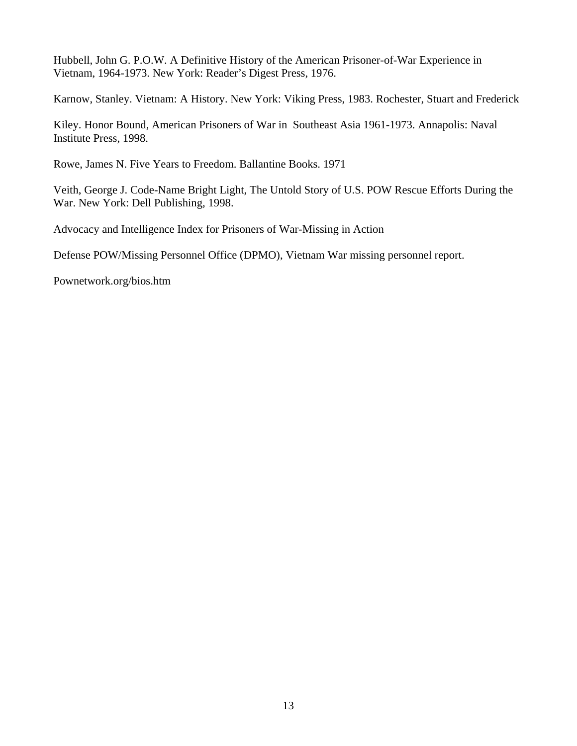Hubbell, John G. P.O.W. A Definitive History of the American Prisoner-of-War Experience in Vietnam, 1964-1973. New York: Reader's Digest Press, 1976.

Karnow, Stanley. Vietnam: A History. New York: Viking Press, 1983. Rochester, Stuart and Frederick

Kiley. Honor Bound, American Prisoners of War in Southeast Asia 1961-1973. Annapolis: Naval Institute Press, 1998.

Rowe, James N. Five Years to Freedom. Ballantine Books. 1971

Veith, George J. Code-Name Bright Light, The Untold Story of U.S. POW Rescue Efforts During the War. New York: Dell Publishing, 1998.

Advocacy and Intelligence Index for Prisoners of War-Missing in Action

Defense POW/Missing Personnel Office (DPMO), Vietnam War missing personnel report.

Pownetwork.org/bios.htm